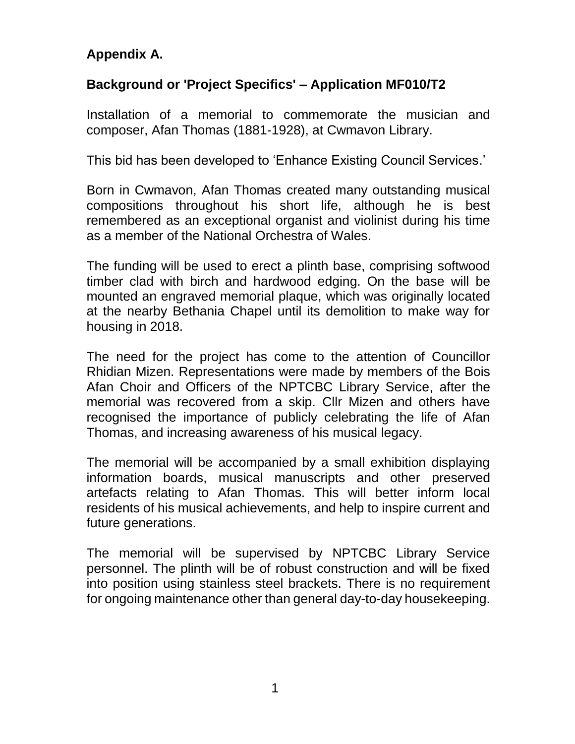**Appendix A.**

**Background or 'Project Specifics' – Application MF010/T2**

Installation of a memorial to commemorate the musician and composer, Afan Thomas (1881-1928), at Cwmavon Library.

This bid has been developed to 'Enhance Existing Council Services.'

Born in Cwmavon, Afan Thomas created many outstanding musical compositions throughout his short life, although he is best remembered as an exceptional organist and violinist during his time as a member of the National Orchestra of Wales.

The funding will be used to erect a plinth base, comprising softwood timber clad with birch and hardwood edging. On the base will be mounted an engraved memorial plaque, which was originally located at the nearby Bethania Chapel until its demolition to make way for housing in 2018.

The need for the project has come to the attention of Councillor Rhidian Mizen. Representations were made by members of the Bois Afan Choir and Officers of the NPTCBC Library Service, after the memorial was recovered from a skip. Cllr Mizen and others have recognised the importance of publicly celebrating the life of Afan Thomas, and increasing awareness of his musical legacy.

The memorial will be accompanied by a small exhibition displaying information boards, musical manuscripts and other preserved artefacts relating to Afan Thomas. This will better inform local residents of his musical achievements, and help to inspire current and future generations.

The memorial will be supervised by NPTCBC Library Service personnel. The plinth will be of robust construction and will be fixed into position using stainless steel brackets. There is no requirement for ongoing maintenance other than general day-to-day housekeeping.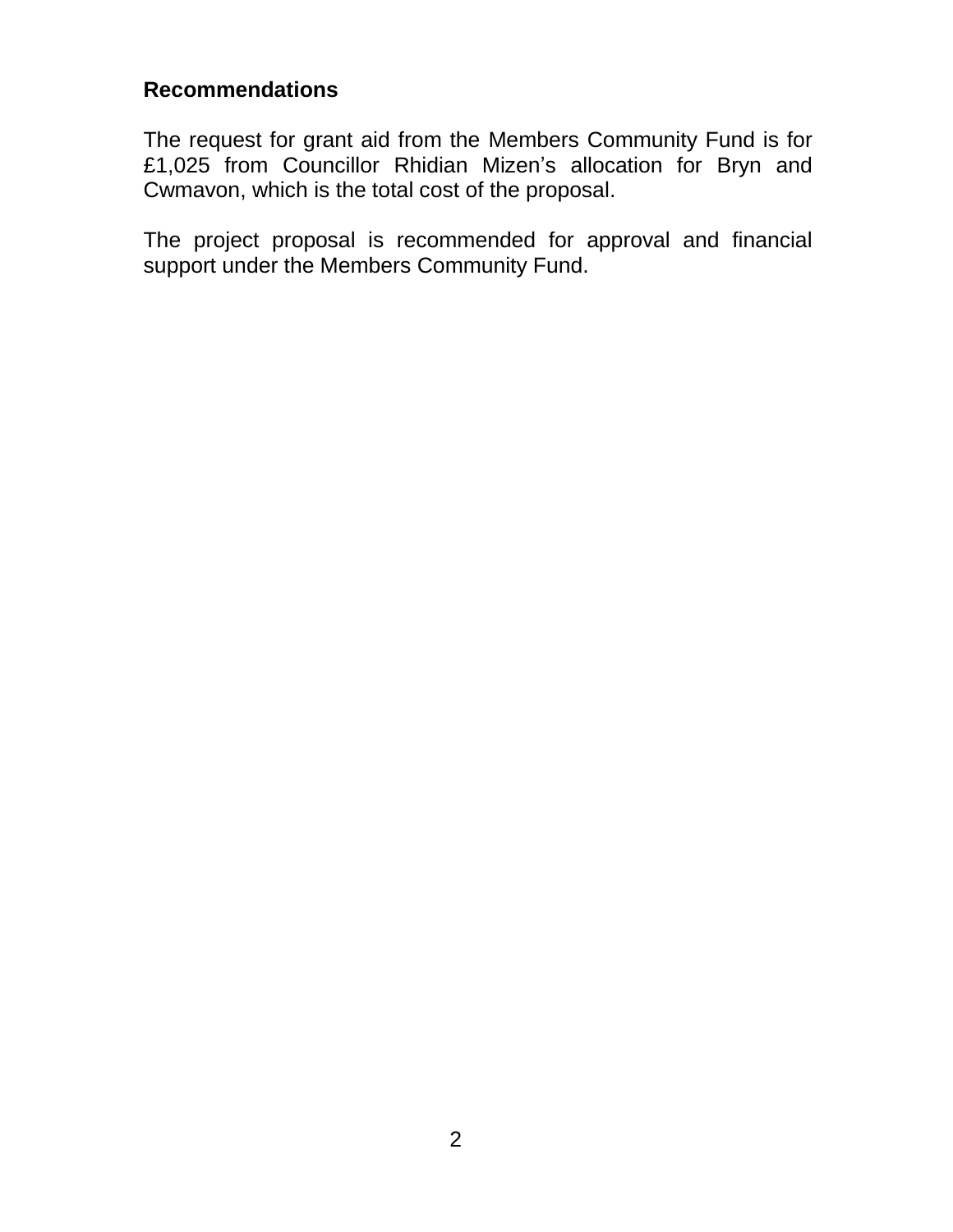## Recommendations

The request for grant aid from the Members Community Fund is for £1,025 from Councillor Rhidian Mizen's allocation for Bryn and Cwmavon, which is the total cost of the proposal.

The project proposal is recommended for approval and financial support under the Members Community Fund.